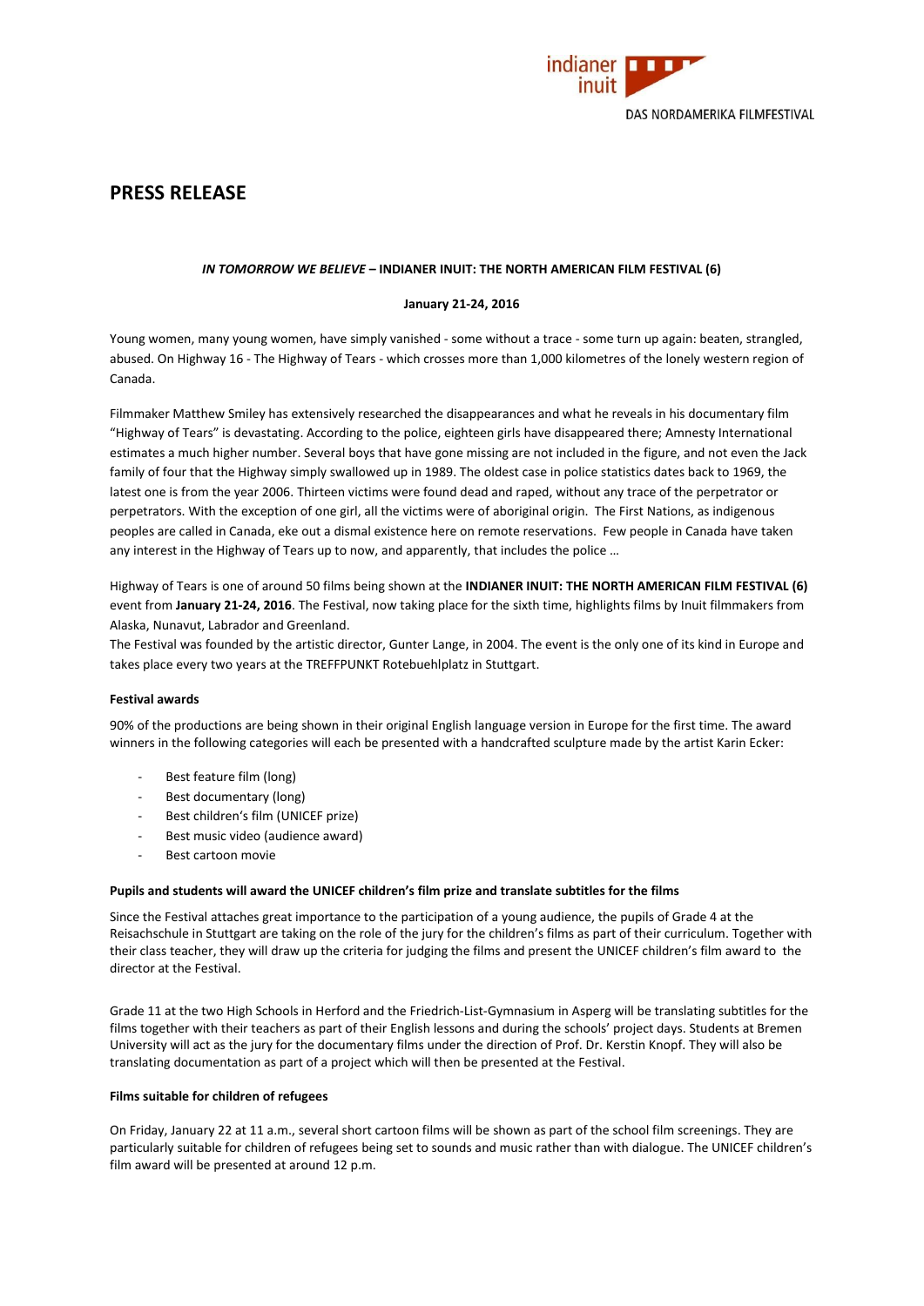indianer inuit

DAS NORDAMERIKA FILMFESTIVAL

# PRESS RELEASE

**_IN TOMORROW WE BELIEVE_ – INDIANER INUIT: THE NORTH AMERICAN FILM FESTIVAL (6)**

**January 21-24, 2016**

Young women, many young women, have simply vanished - some without a trace - some turn up again: beaten, strangled, abused. On Highway 16 - The Highway of Tears - which crosses more than 1,000 kilometres of the lonely western region of Canada.

Filmmaker Matthew Smiley has extensively researched the disappearances and what he reveals in his documentary film "Highway of Tears" is devastating. According to the police, eighteen girls have disappeared there; Amnesty International estimates a much higher number. Several boys that have gone missing are not included in the figure, and not even the Jack family of four that the Highway simply swallowed up in 1989. The oldest case in police statistics dates back to 1969, the latest one is from the year 2006. Thirteen victims were found dead and raped, without any trace of the perpetrator or perpetrators. With the exception of one girl, all the victims were of aboriginal origin. The First Nations, as indigenous peoples are called in Canada, eke out a dismal existence here on remote reservations. Few people in Canada have taken any interest in the Highway of Tears up to now, and apparently, that includes the police …

Highway of Tears is one of around 50 films being shown at the **INDIANER INUIT: THE NORTH AMERICAN FILM FESTIVAL (6)** event from **January 21-24, 2016**. The Festival, now taking place for the sixth time, highlights films by Inuit filmmakers from Alaska, Nunavut, Labrador and Greenland.
The Festival was founded by the artistic director, Gunter Lange, in 2004. The event is the only one of its kind in Europe and takes place every two years at the TREFFPUNKT Rotebuehlplatz in Stuttgart.

**Festival awards**

90% of the productions are being shown in their original English language version in Europe for the first time. The award winners in the following categories will each be presented with a handcrafted sculpture made by the artist Karin Ecker:

- Best feature film (long)
- Best documentary (long)
- Best children's film (UNICEF prize)
- Best music video (audience award)
- Best cartoon movie

**Pupils and students will award the UNICEF children's film prize and translate subtitles for the films**

Since the Festival attaches great importance to the participation of a young audience, the pupils of Grade 4 at the Reisachschule in Stuttgart are taking on the role of the jury for the children's films as part of their curriculum. Together with their class teacher, they will draw up the criteria for judging the films and present the UNICEF children's film award to the director at the Festival.

Grade 11 at the two High Schools in Herford and the Friedrich-List-Gymnasium in Asperg will be translating subtitles for the films together with their teachers as part of their English lessons and during the schools' project days. Students at Bremen University will act as the jury for the documentary films under the direction of Prof. Dr. Kerstin Knopf. They will also be translating documentation as part of a project which will then be presented at the Festival.

**Films suitable for children of refugees**

On Friday, January 22 at 11 a.m., several short cartoon films will be shown as part of the school film screenings. They are particularly suitable for children of refugees being set to sounds and music rather than with dialogue. The UNICEF children's film award will be presented at around 12 p.m.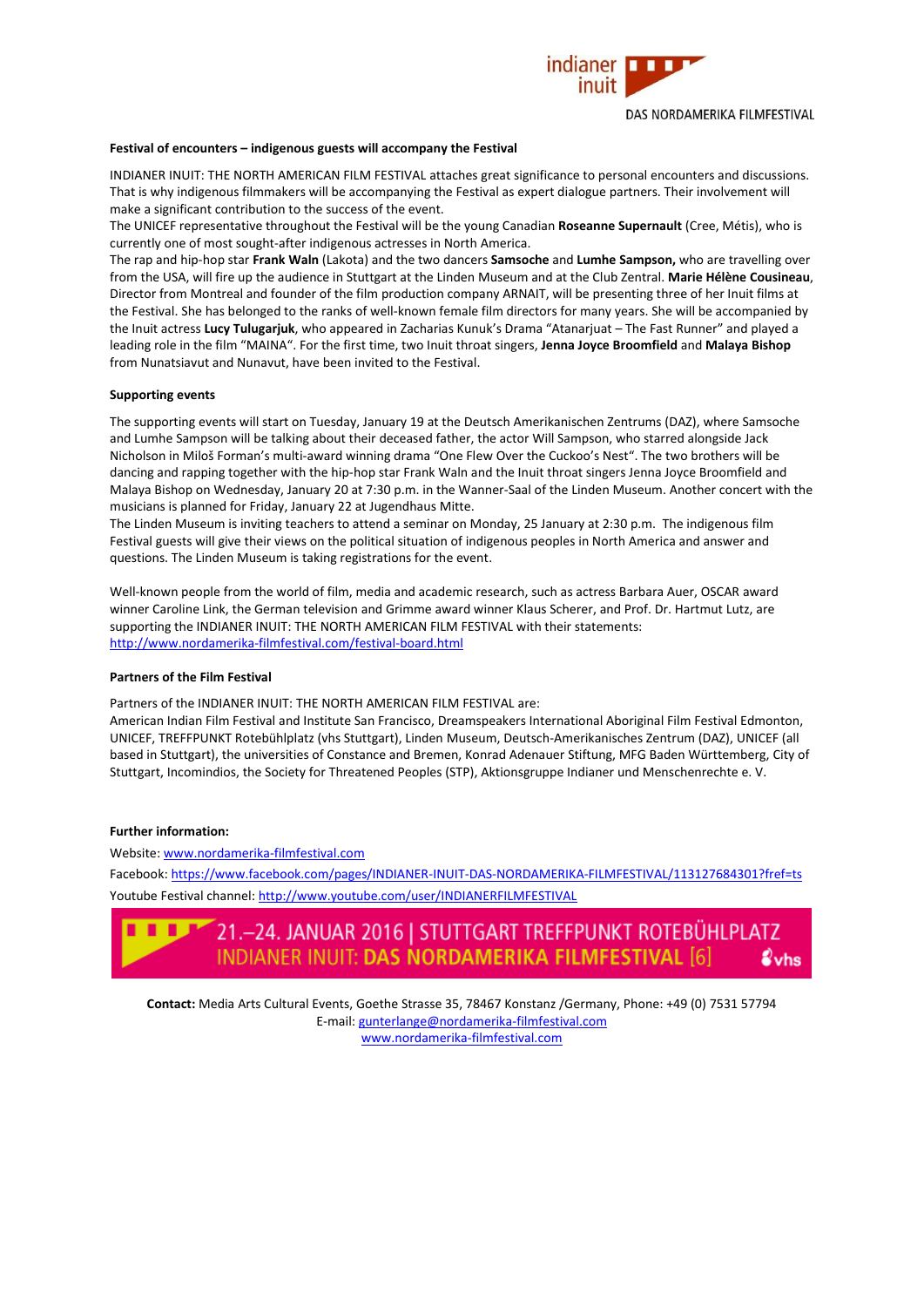indianer inuit

DAS NORDAMERIKA FILMFESTIVAL

**Festival of encounters – indigenous guests will accompany the Festival**

INDIANER INUIT: THE NORTH AMERICAN FILM FESTIVAL attaches great significance to personal encounters and discussions. That is why indigenous filmmakers will be accompanying the Festival as expert dialogue partners. Their involvement will make a significant contribution to the success of the event.
The UNICEF representative throughout the Festival will be the young Canadian **Roseanne Supernault** (Cree, Métis), who is currently one of most sought-after indigenous actresses in North America.
The rap and hip-hop star **Frank Waln** (Lakota) and the two dancers **Samsoche** and **Lumhe Sampson,** who are travelling over from the USA, will fire up the audience in Stuttgart at the Linden Museum and at the Club Zentral. **Marie Hélène Cousineau**, Director from Montreal and founder of the film production company ARNAIT, will be presenting three of her Inuit films at the Festival. She has belonged to the ranks of well-known female film directors for many years. She will be accompanied by the Inuit actress **Lucy Tulugarjuk**, who appeared in Zacharias Kunuk's Drama "Atanarjuat – The Fast Runner" and played a leading role in the film "MAINA". For the first time, two Inuit throat singers, **Jenna Joyce Broomfield** and **Malaya Bishop** from Nunatsiavut and Nunavut, have been invited to the Festival.

**Supporting events**

The supporting events will start on Tuesday, January 19 at the Deutsch Amerikanischen Zentrums (DAZ), where Samsoche and Lumhe Sampson will be talking about their deceased father, the actor Will Sampson, who starred alongside Jack Nicholson in Miloš Forman's multi-award winning drama "One Flew Over the Cuckoo's Nest". The two brothers will be dancing and rapping together with the hip-hop star Frank Waln and the Inuit throat singers Jenna Joyce Broomfield and Malaya Bishop on Wednesday, January 20 at 7:30 p.m. in the Wanner-Saal of the Linden Museum. Another concert with the musicians is planned for Friday, January 22 at Jugendhaus Mitte.
The Linden Museum is inviting teachers to attend a seminar on Monday, 25 January at 2:30 p.m. The indigenous film Festival guests will give their views on the political situation of indigenous peoples in North America and answer and questions. The Linden Museum is taking registrations for the event.

Well-known people from the world of film, media and academic research, such as actress Barbara Auer, OSCAR award winner Caroline Link, the German television and Grimme award winner Klaus Scherer, and Prof. Dr. Hartmut Lutz, are supporting the INDIANER INUIT: THE NORTH AMERICAN FILM FESTIVAL with their statements:
http://www.nordamerika-filmfestival.com/festival-board.html

**Partners of the Film Festival**

Partners of the INDIANER INUIT: THE NORTH AMERICAN FILM FESTIVAL are:
American Indian Film Festival and Institute San Francisco, Dreamspeakers International Aboriginal Film Festival Edmonton, UNICEF, TREFFPUNKT Rotebühlplatz (vhs Stuttgart), Linden Museum, Deutsch-Amerikanisches Zentrum (DAZ), UNICEF (all based in Stuttgart), the universities of Constance and Bremen, Konrad Adenauer Stiftung, MFG Baden Württemberg, City of Stuttgart, Incomindios, the Society for Threatened Peoples (STP), Aktionsgruppe Indianer und Menschenrechte e. V.

**Further information:**

Website: www.nordamerika-filmfestival.com

Facebook: https://www.facebook.com/pages/INDIANER-INUIT-DAS-NORDAMERIKA-FILMFESTIVAL/113127684301?fref=ts

Youtube Festival channel: http://www.youtube.com/user/INDIANERFILMFESTIVAL

21.–24. JANUAR 2016 | STUTTGART TREFFPUNKT ROTEBÜHLPLATZ
INDIANER INUIT: DAS NORDAMERIKA FILMFESTIVAL [6] vhs

**Contact:** Media Arts Cultural Events, Goethe Strasse 35, 78467 Konstanz /Germany, Phone: +49 (0) 7531 57794
E-mail: gunterlange@nordamerika-filmfestival.com
www.nordamerika-filmfestival.com